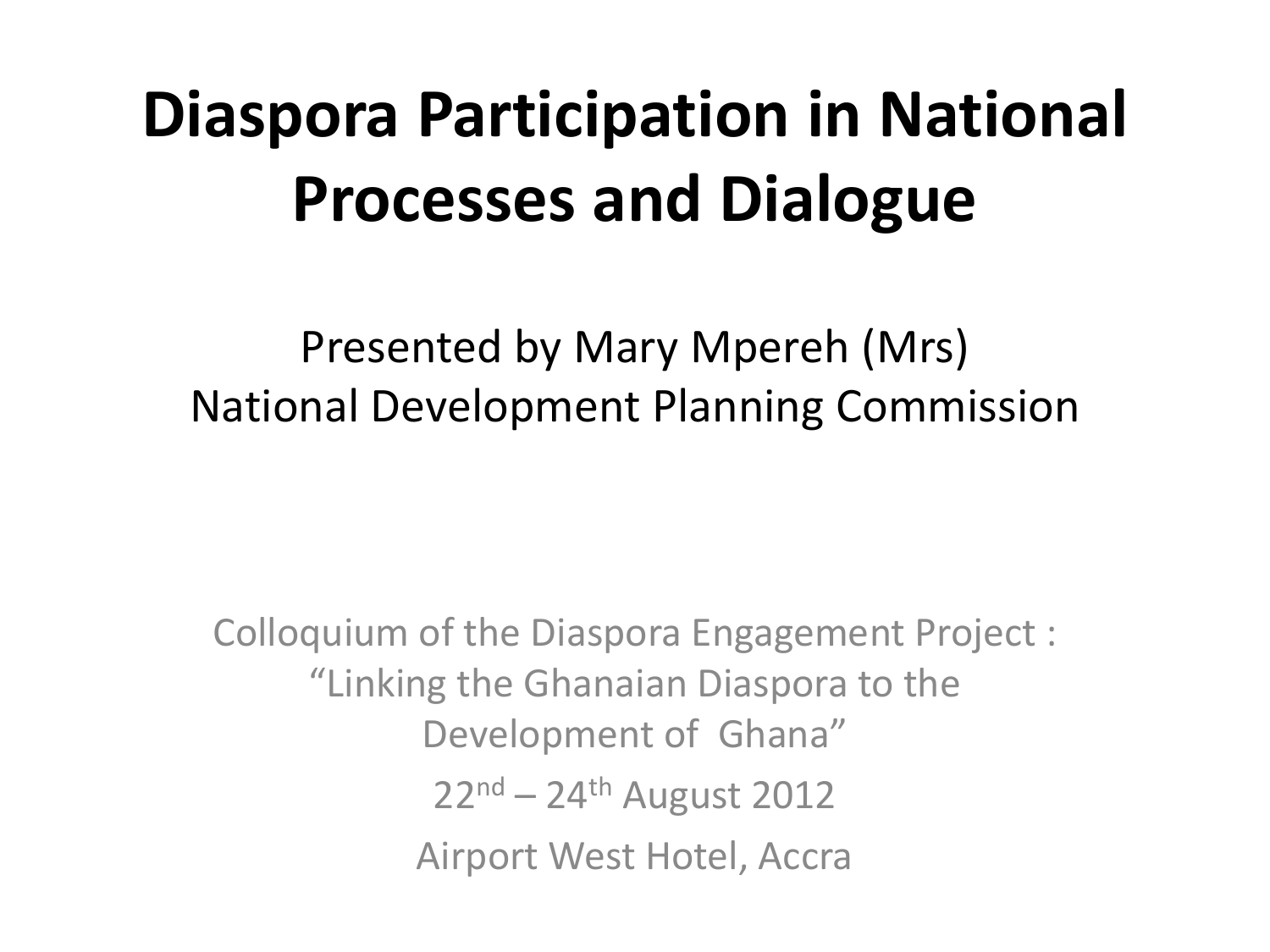# Diaspora Participation in National Processes and Dialogue

Presented by Mary Mpereh (Mrs)
National Development Planning Commission

Colloquium of the Diaspora Engagement Project : "Linking the Ghanaian Diaspora to the Development of Ghana"

22nd – 24th August 2012

Airport West Hotel, Accra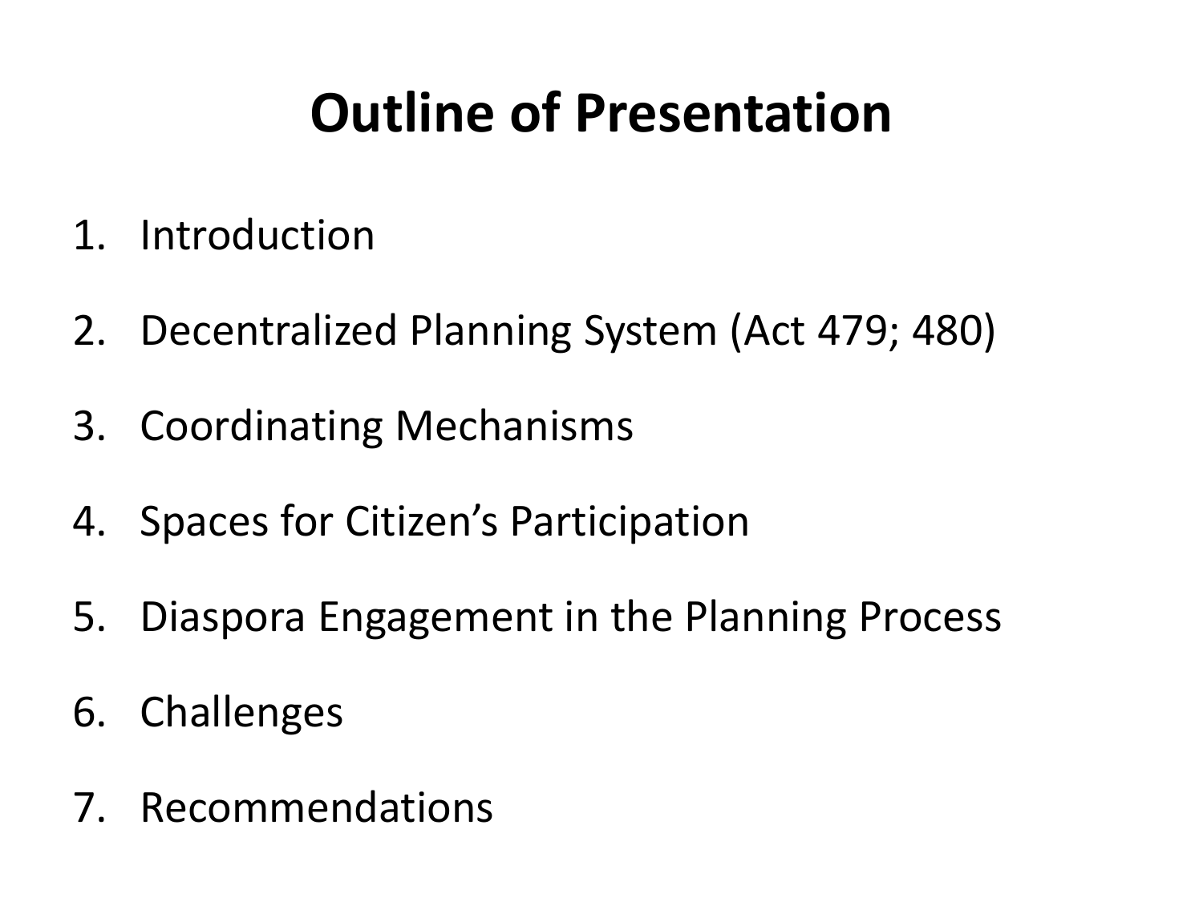# Outline of Presentation

1. Introduction
2. Decentralized Planning System (Act 479; 480)
3. Coordinating Mechanisms
4. Spaces for Citizen's Participation
5. Diaspora Engagement in the Planning Process
6. Challenges
7. Recommendations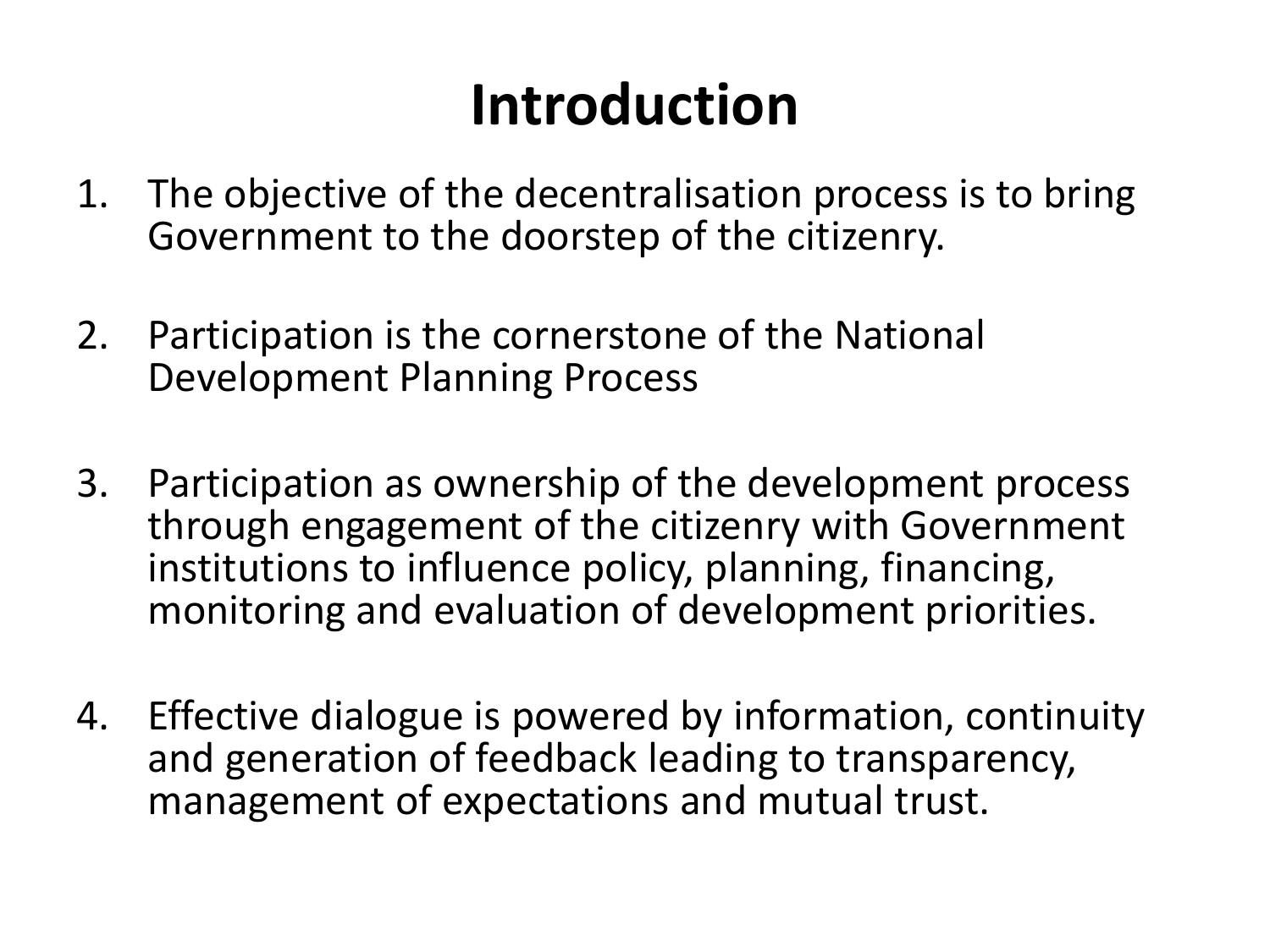# Introduction

1. The objective of the decentralisation process is to bring Government to the doorstep of the citizenry.

2. Participation is the cornerstone of the National Development Planning Process

3. Participation as ownership of the development process through engagement of the citizenry with Government institutions to influence policy, planning, financing, monitoring and evaluation of development priorities.

4. Effective dialogue is powered by information, continuity and generation of feedback leading to transparency, management of expectations and mutual trust.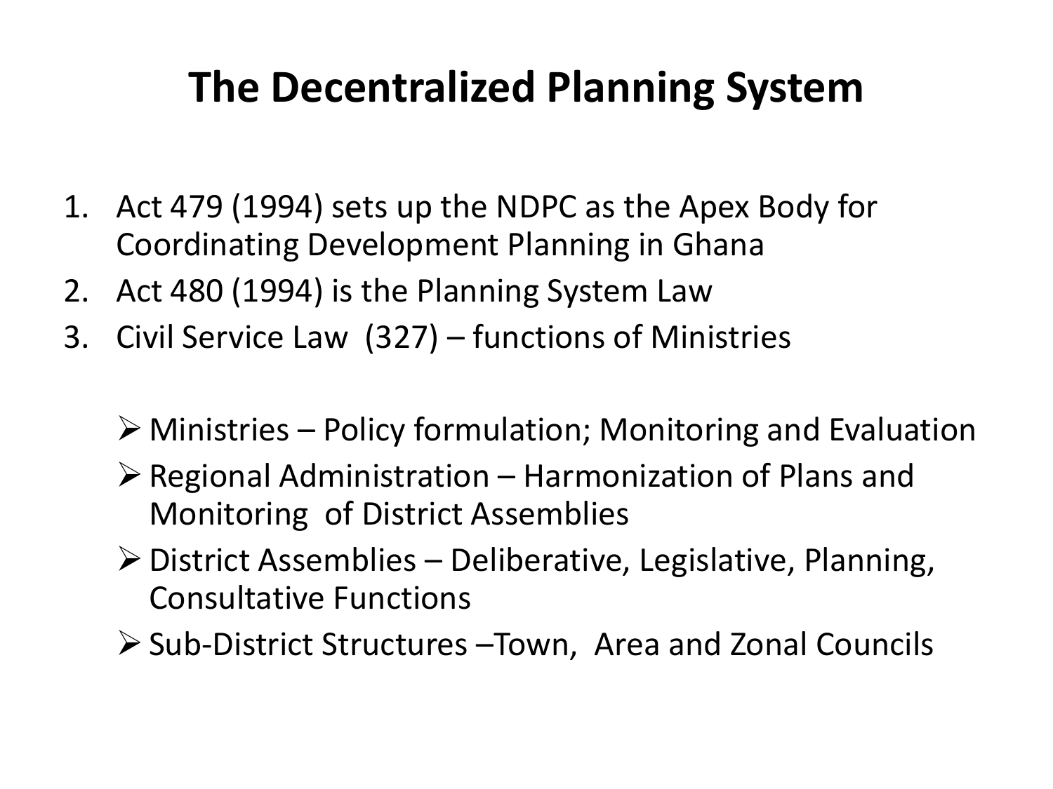# The Decentralized Planning System

1. Act 479 (1994) sets up the NDPC as the Apex Body for Coordinating Development Planning in Ghana
2. Act 480 (1994) is the Planning System Law
3. Civil Service Law (327) – functions of Ministries

- Ministries – Policy formulation; Monitoring and Evaluation
- Regional Administration – Harmonization of Plans and Monitoring of District Assemblies
- District Assemblies – Deliberative, Legislative, Planning, Consultative Functions
- Sub-District Structures –Town, Area and Zonal Councils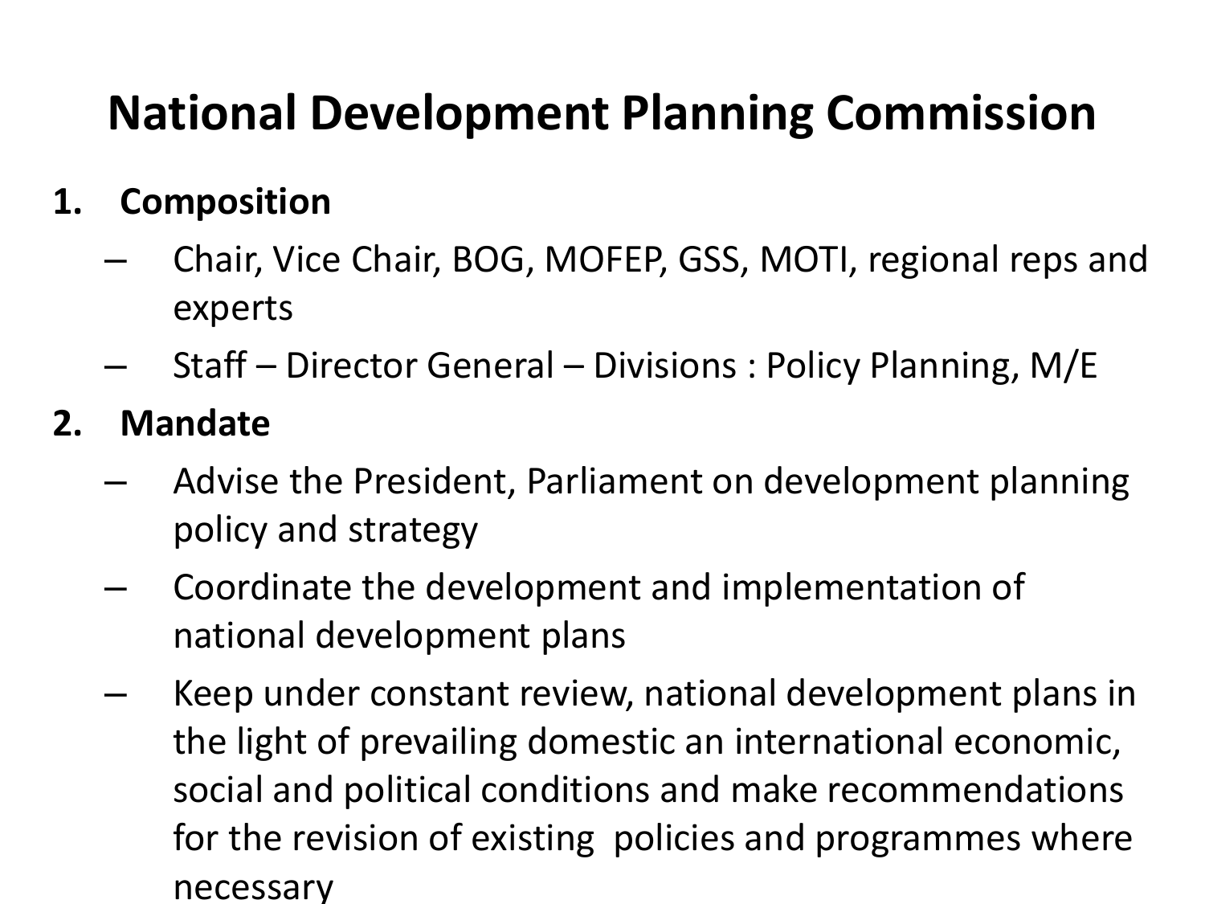# National Development Planning Commission

1. **Composition**
   - Chair, Vice Chair, BOG, MOFEP, GSS, MOTI, regional reps and experts
   - Staff – Director General – Divisions : Policy Planning, M/E
2. **Mandate**
   - Advise the President, Parliament on development planning policy and strategy
   - Coordinate the development and implementation of national development plans
   - Keep under constant review, national development plans in the light of prevailing domestic an international economic, social and political conditions and make recommendations for the revision of existing policies and programmes where necessary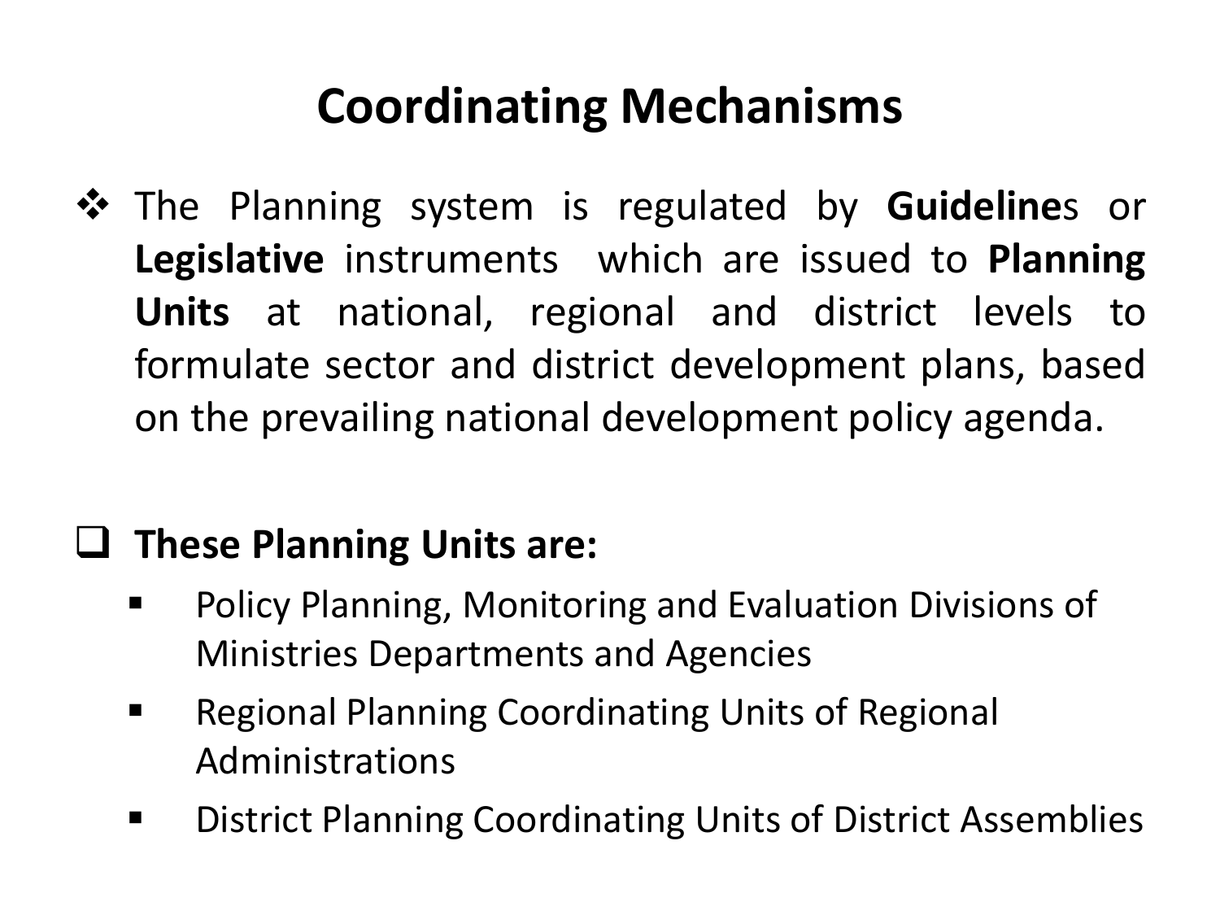# Coordinating Mechanisms

- The Planning system is regulated by **Guideline**s or **Legislative** instruments which are issued to **Planning Units** at national, regional and district levels to formulate sector and district development plans, based on the prevailing national development policy agenda.

- **These Planning Units are:**
  - Policy Planning, Monitoring and Evaluation Divisions of Ministries Departments and Agencies
  - Regional Planning Coordinating Units of Regional Administrations
  - District Planning Coordinating Units of District Assemblies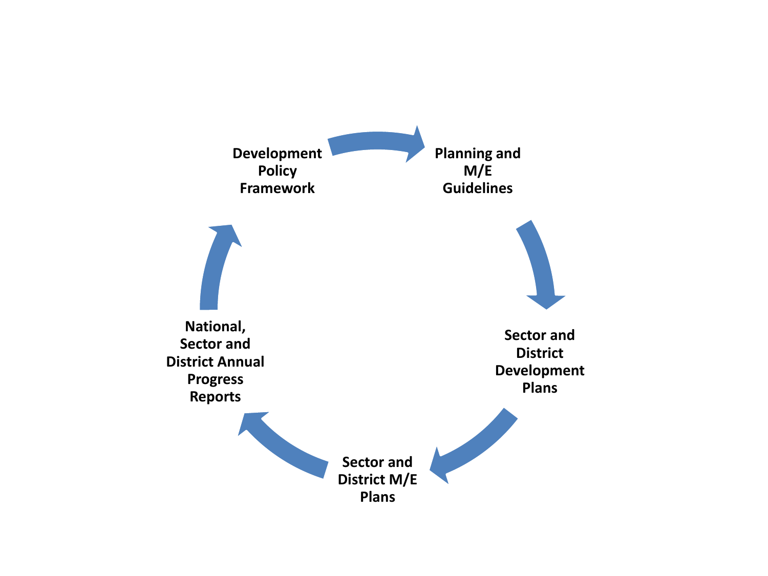Development Policy Framework

Planning and M/E Guidelines

Sector and District Development Plans

Sector and District M/E Plans

National, Sector and District Annual Progress Reports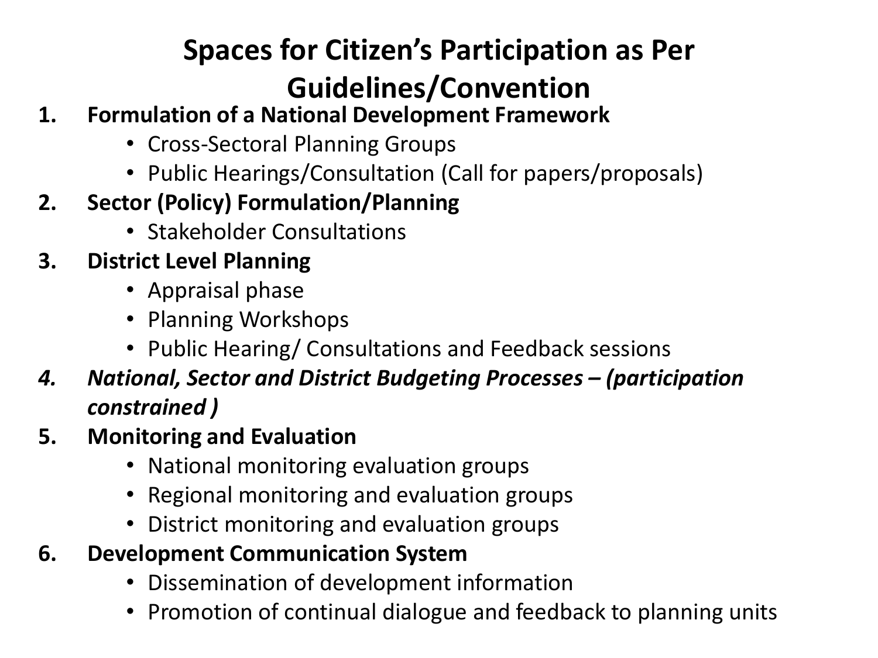# Spaces for Citizen's Participation as Per Guidelines/Convention

1. **Formulation of a National Development Framework**
   - Cross-Sectoral Planning Groups
   - Public Hearings/Consultation (Call for papers/proposals)
2. **Sector (Policy) Formulation/Planning**
   - Stakeholder Consultations
3. **District Level Planning**
   - Appraisal phase
   - Planning Workshops
   - Public Hearing/ Consultations and Feedback sessions
4. ***National, Sector and District Budgeting Processes – (participation constrained )***
5. **Monitoring and Evaluation**
   - National monitoring evaluation groups
   - Regional monitoring and evaluation groups
   - District monitoring and evaluation groups
6. **Development Communication System**
   - Dissemination of development information
   - Promotion of continual dialogue and feedback to planning units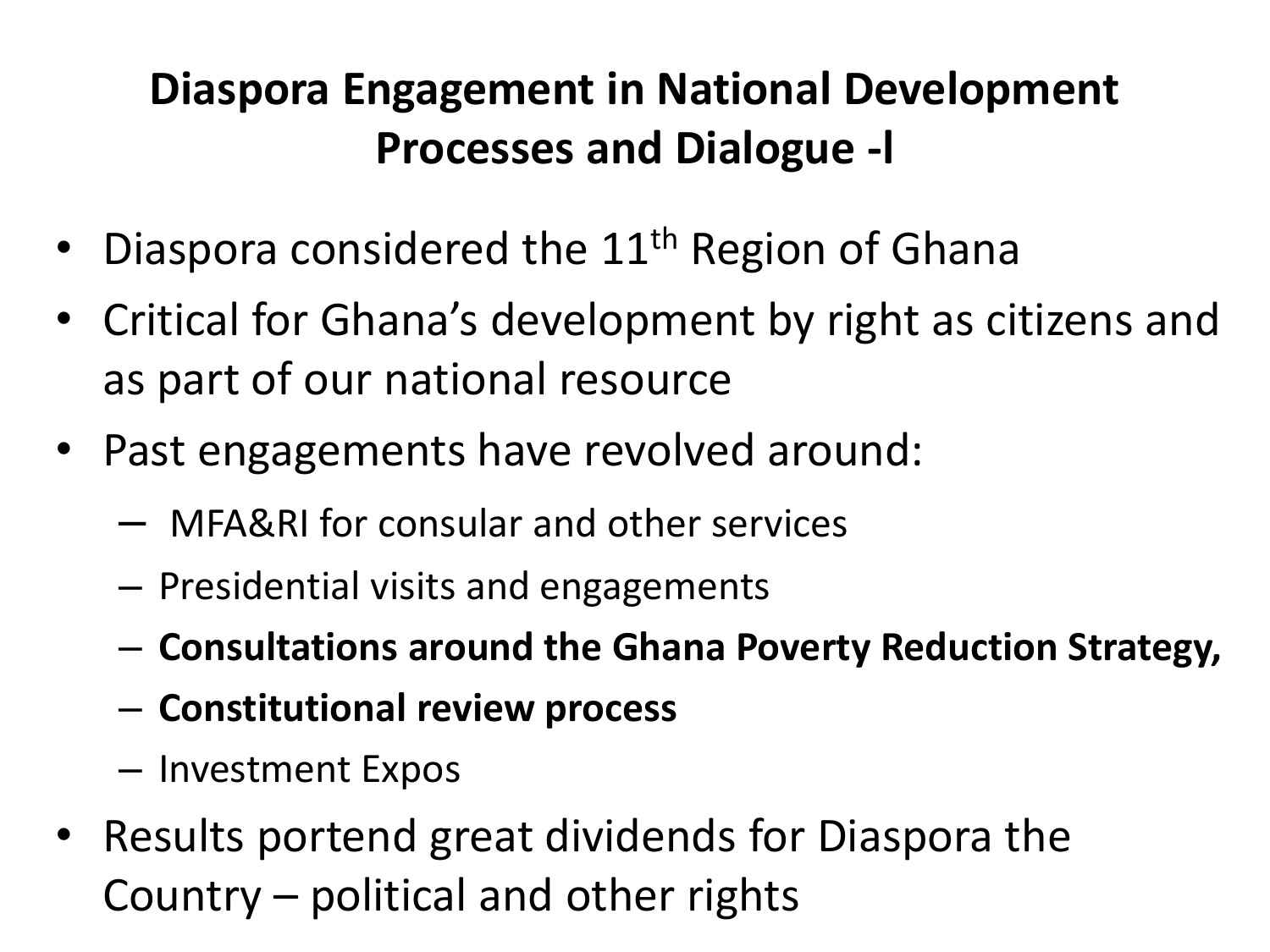# Diaspora Engagement in National Development Processes and Dialogue -I

- Diaspora considered the 11th Region of Ghana
- Critical for Ghana's development by right as citizens and as part of our national resource
- Past engagements have revolved around:
  - MFA&RI for consular and other services
  - Presidential visits and engagements
  - **Consultations around the Ghana Poverty Reduction Strategy,**
  - **Constitutional review process**
  - Investment Expos
- Results portend great dividends for Diaspora the Country – political and other rights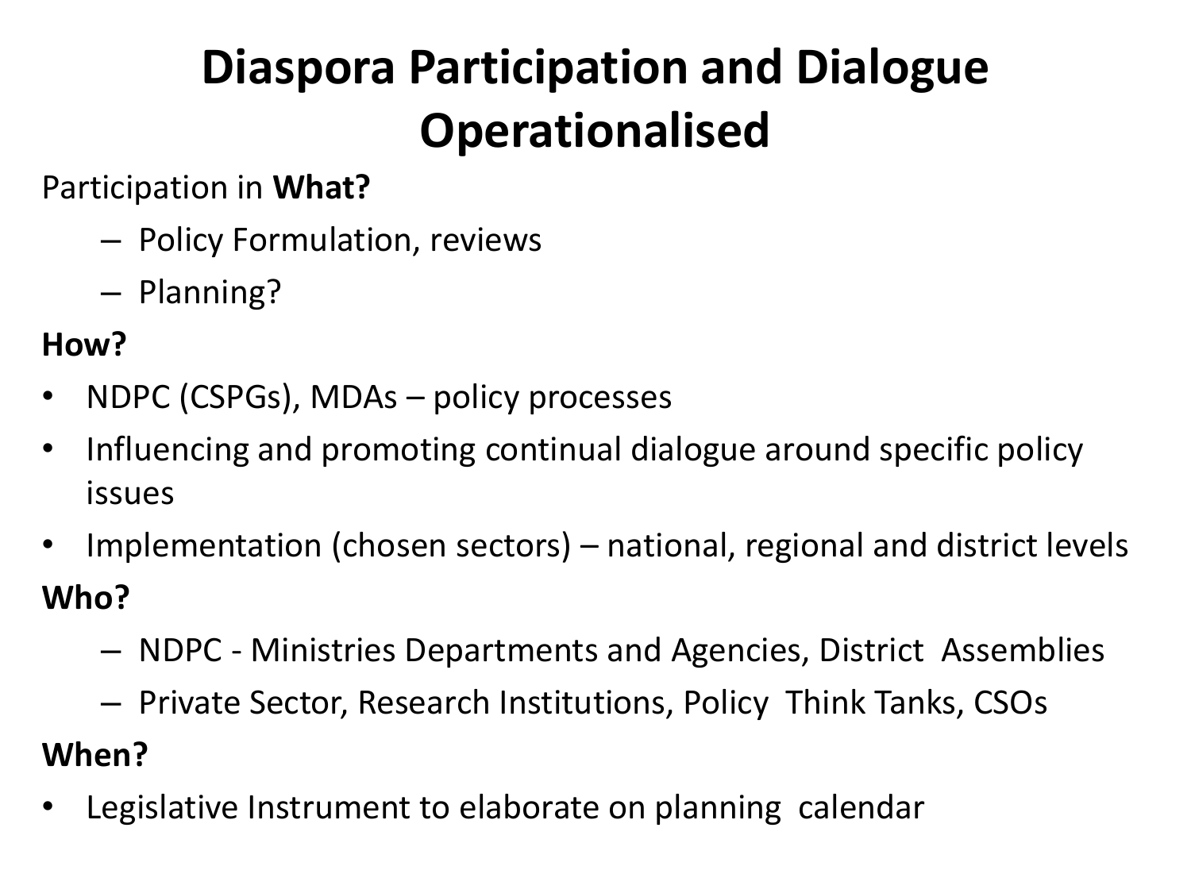# Diaspora Participation and Dialogue Operationalised

Participation in **What?**

- Policy Formulation, reviews
- Planning?

**How?**

- NDPC (CSPGs), MDAs – policy processes
- Influencing and promoting continual dialogue around specific policy issues
- Implementation (chosen sectors) – national, regional and district levels

**Who?**

- NDPC - Ministries Departments and Agencies, District Assemblies
- Private Sector, Research Institutions, Policy Think Tanks, CSOs

**When?**

- Legislative Instrument to elaborate on planning calendar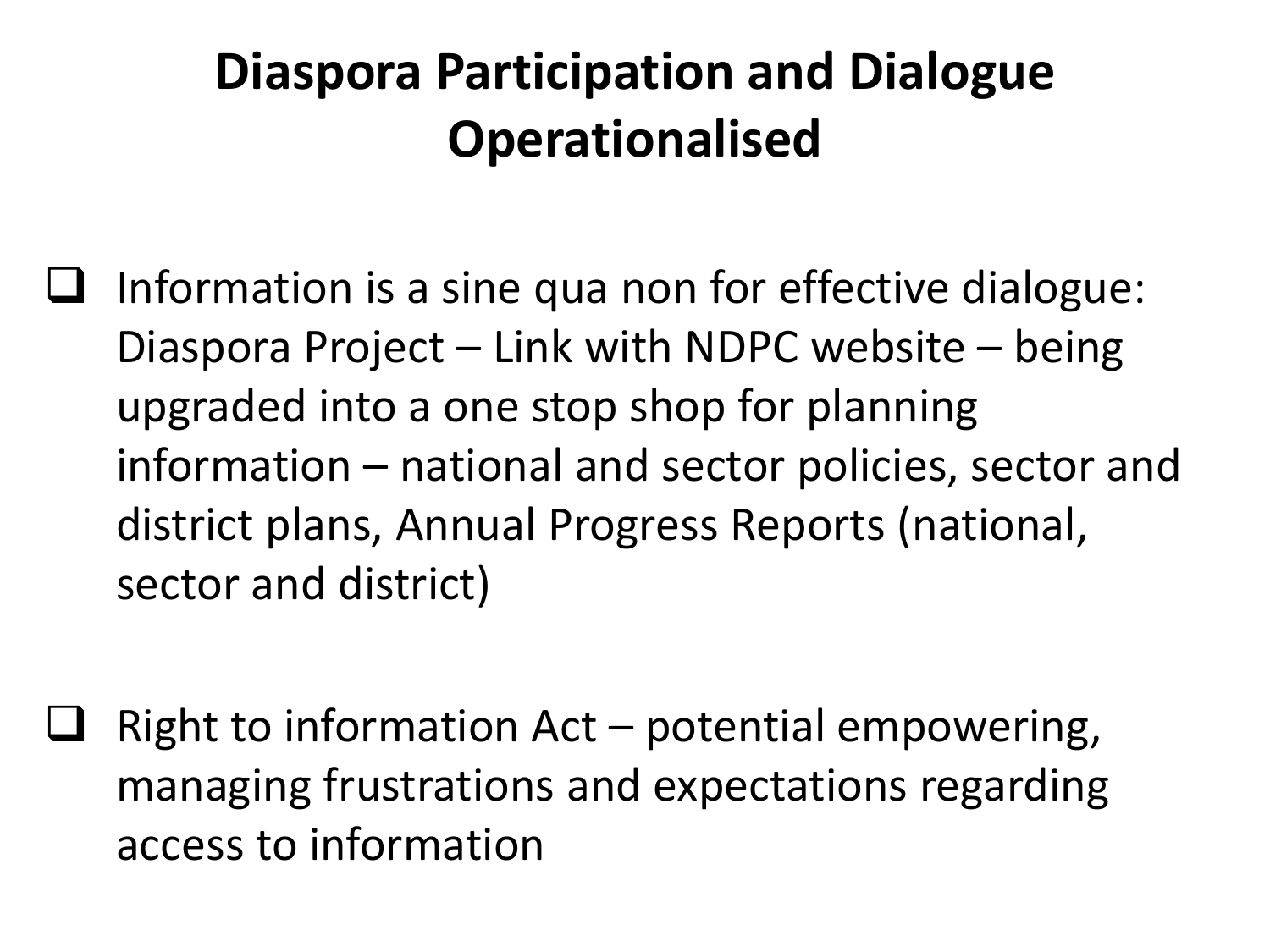# Diaspora Participation and Dialogue Operationalised

- Information is a sine qua non for effective dialogue: Diaspora Project – Link with NDPC website – being upgraded into a one stop shop for planning information – national and sector policies, sector and district plans, Annual Progress Reports (national, sector and district)

- Right to information Act – potential empowering, managing frustrations and expectations regarding access to information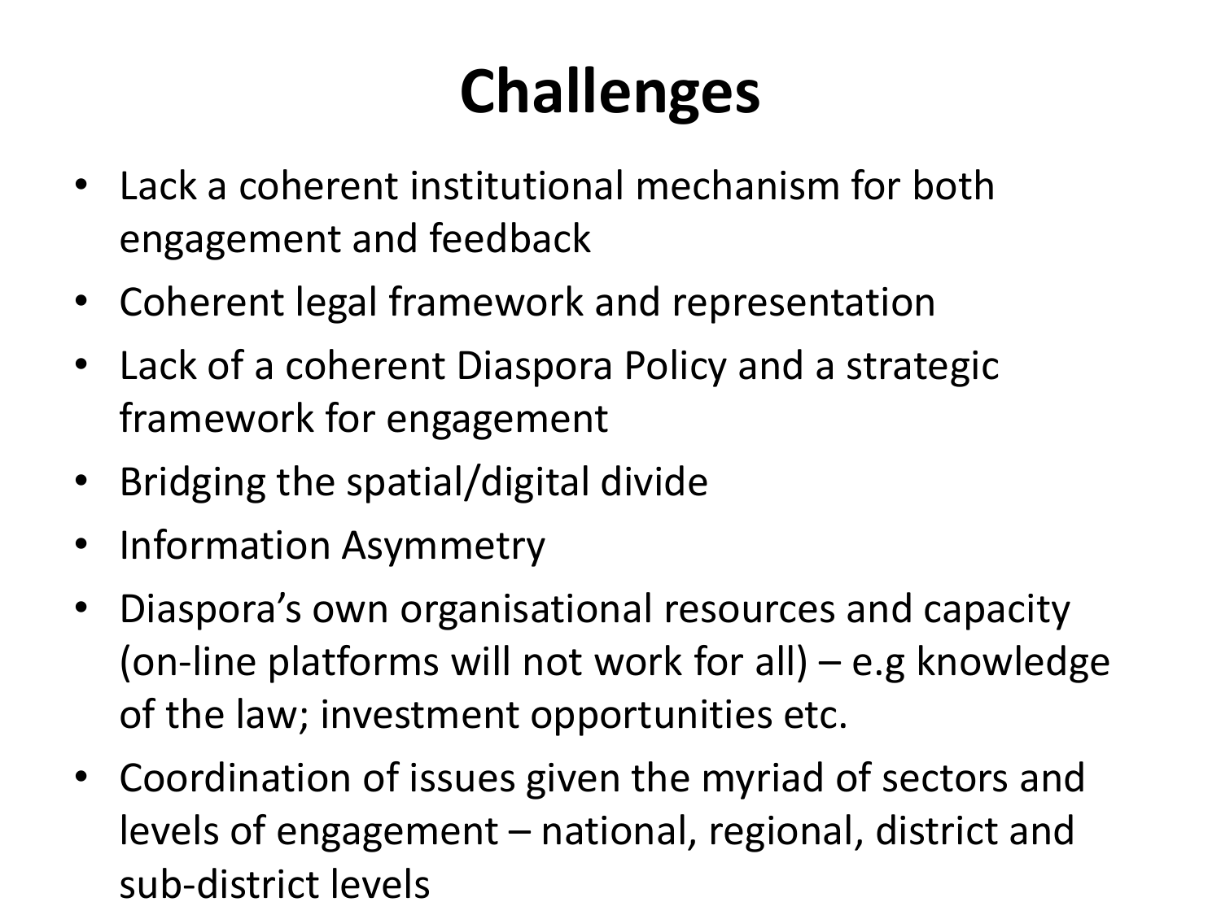# Challenges

- Lack a coherent institutional mechanism for both engagement and feedback
- Coherent legal framework and representation
- Lack of a coherent Diaspora Policy and a strategic framework for engagement
- Bridging the spatial/digital divide
- Information Asymmetry
- Diaspora's own organisational resources and capacity (on-line platforms will not work for all) – e.g knowledge of the law; investment opportunities etc.
- Coordination of issues given the myriad of sectors and levels of engagement – national, regional, district and sub-district levels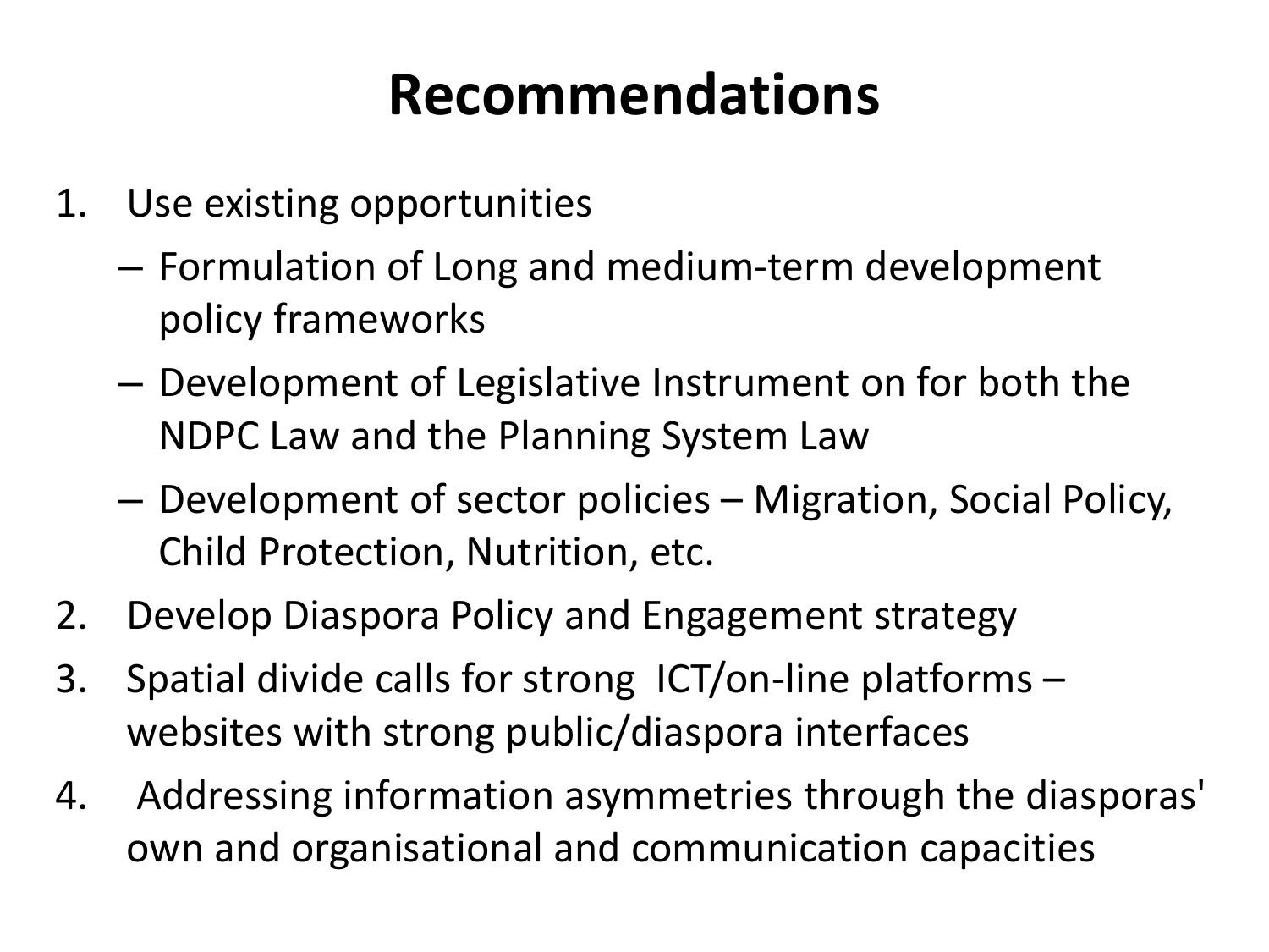# Recommendations

1. Use existing opportunities
   - Formulation of Long and medium-term development policy frameworks
   - Development of Legislative Instrument on for both the NDPC Law and the Planning System Law
   - Development of sector policies – Migration, Social Policy, Child Protection, Nutrition, etc.
2. Develop Diaspora Policy and Engagement strategy
3. Spatial divide calls for strong ICT/on-line platforms – websites with strong public/diaspora interfaces
4. Addressing information asymmetries through the diasporas' own and organisational and communication capacities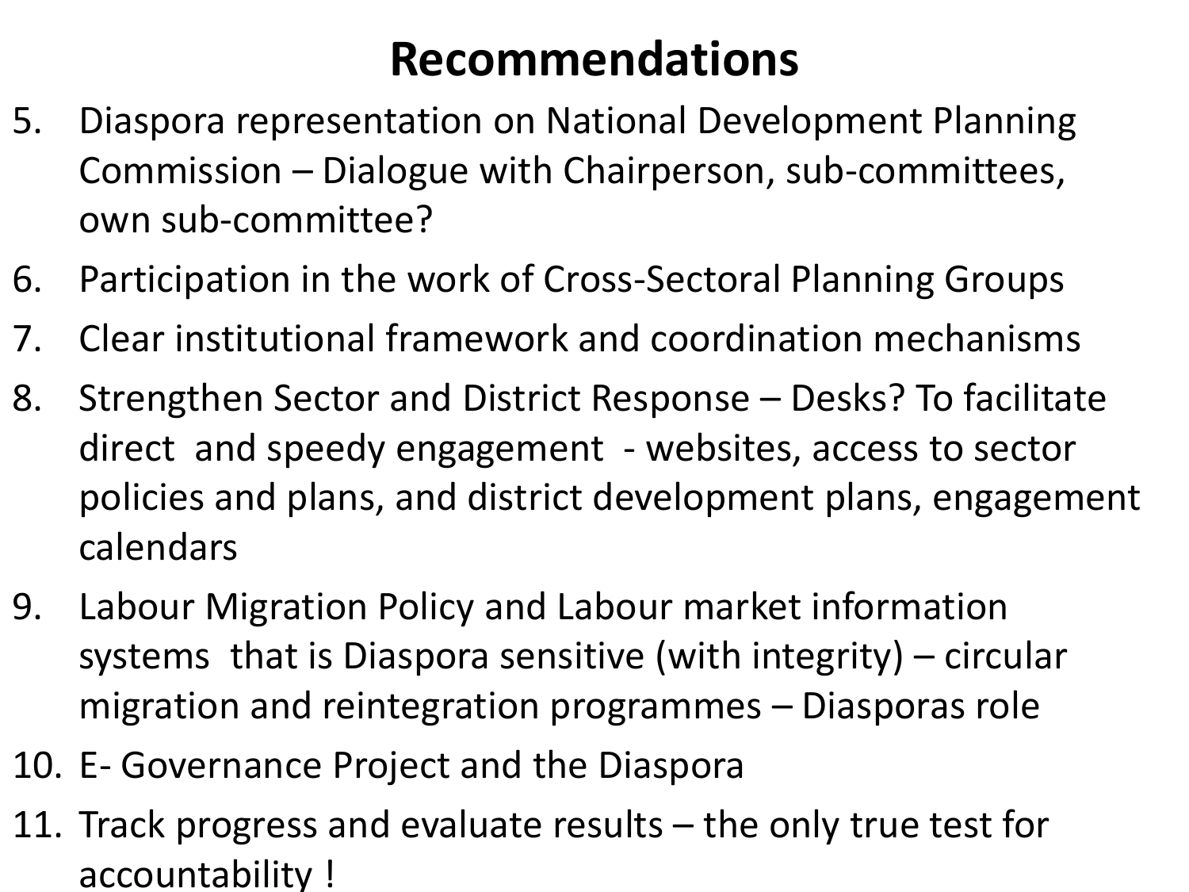# Recommendations

5. Diaspora representation on National Development Planning Commission – Dialogue with Chairperson, sub-committees, own sub-committee?
6. Participation in the work of Cross-Sectoral Planning Groups
7. Clear institutional framework and coordination mechanisms
8. Strengthen Sector and District Response – Desks? To facilitate direct and speedy engagement - websites, access to sector policies and plans, and district development plans, engagement calendars
9. Labour Migration Policy and Labour market information systems that is Diaspora sensitive (with integrity) – circular migration and reintegration programmes – Diasporas role
10. E- Governance Project and the Diaspora
11. Track progress and evaluate results – the only true test for accountability !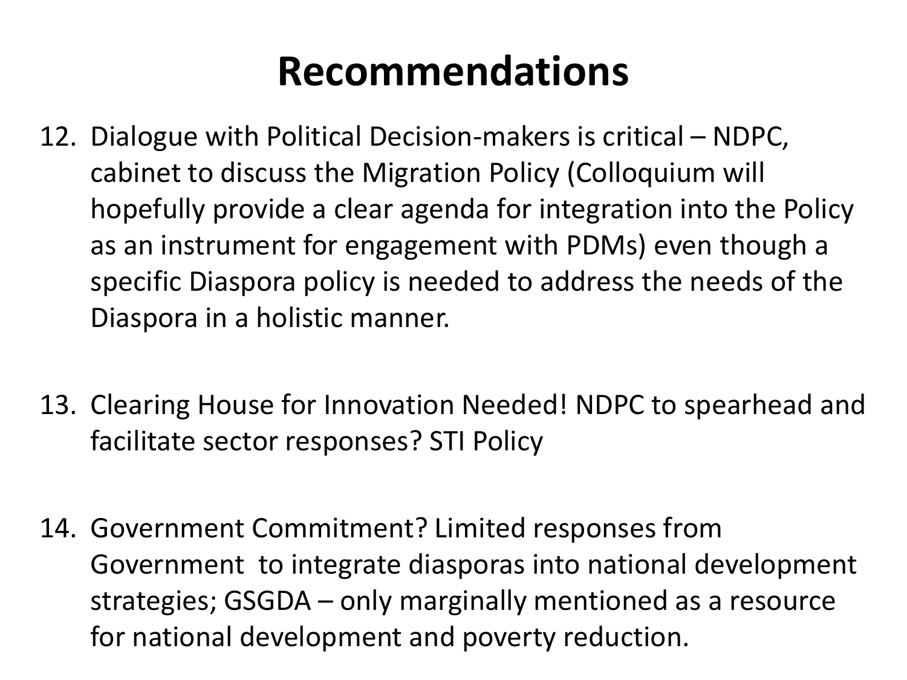# Recommendations

12. Dialogue with Political Decision-makers is critical – NDPC, cabinet to discuss the Migration Policy (Colloquium will hopefully provide a clear agenda for integration into the Policy as an instrument for engagement with PDMs) even though a specific Diaspora policy is needed to address the needs of the Diaspora in a holistic manner.

13. Clearing House for Innovation Needed! NDPC to spearhead and facilitate sector responses? STI Policy

14. Government Commitment? Limited responses from Government to integrate diasporas into national development strategies; GSGDA – only marginally mentioned as a resource for national development and poverty reduction.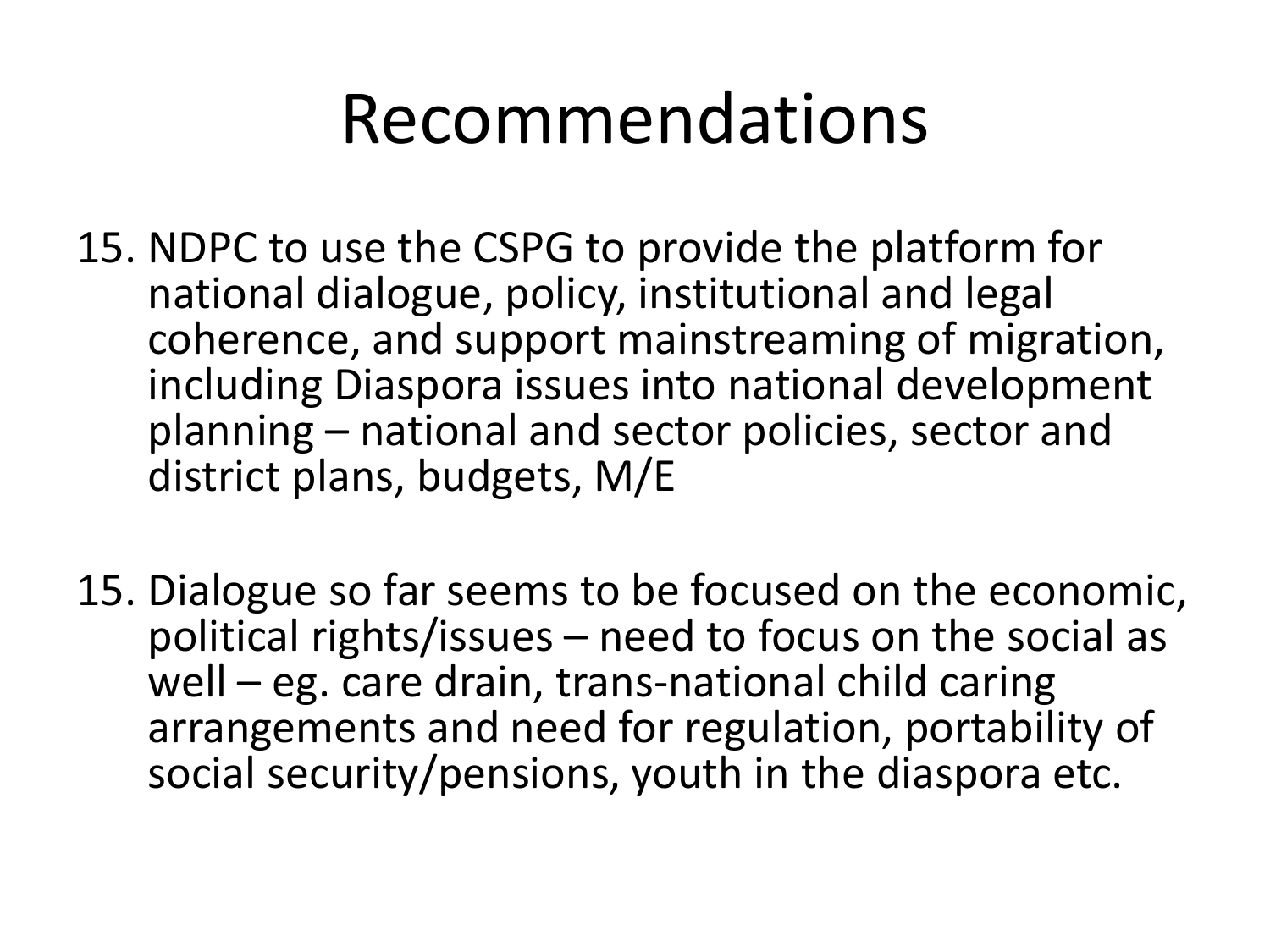# Recommendations

15. NDPC to use the CSPG to provide the platform for national dialogue, policy, institutional and legal coherence, and support mainstreaming of migration, including Diaspora issues into national development planning – national and sector policies, sector and district plans, budgets, M/E

15. Dialogue so far seems to be focused on the economic, political rights/issues – need to focus on the social as well – eg. care drain, trans-national child caring arrangements and need for regulation, portability of social security/pensions, youth in the diaspora etc.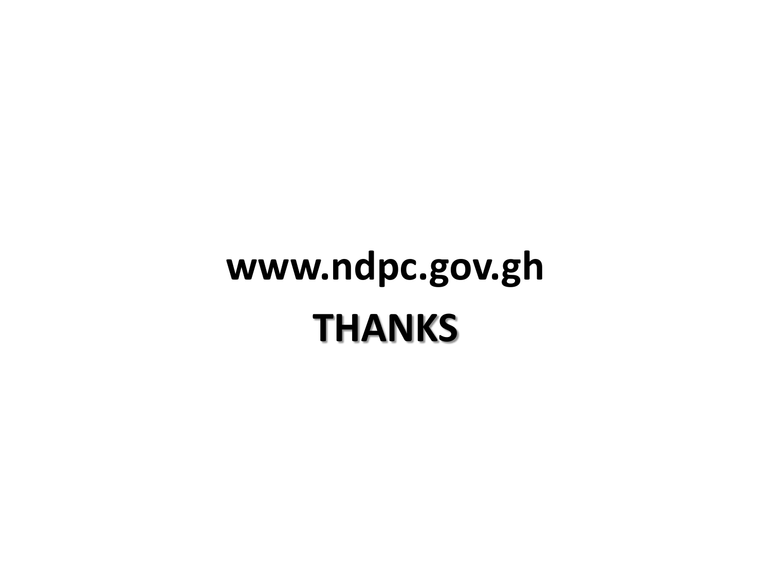**www.ndpc.gov.gh**

**THANKS**